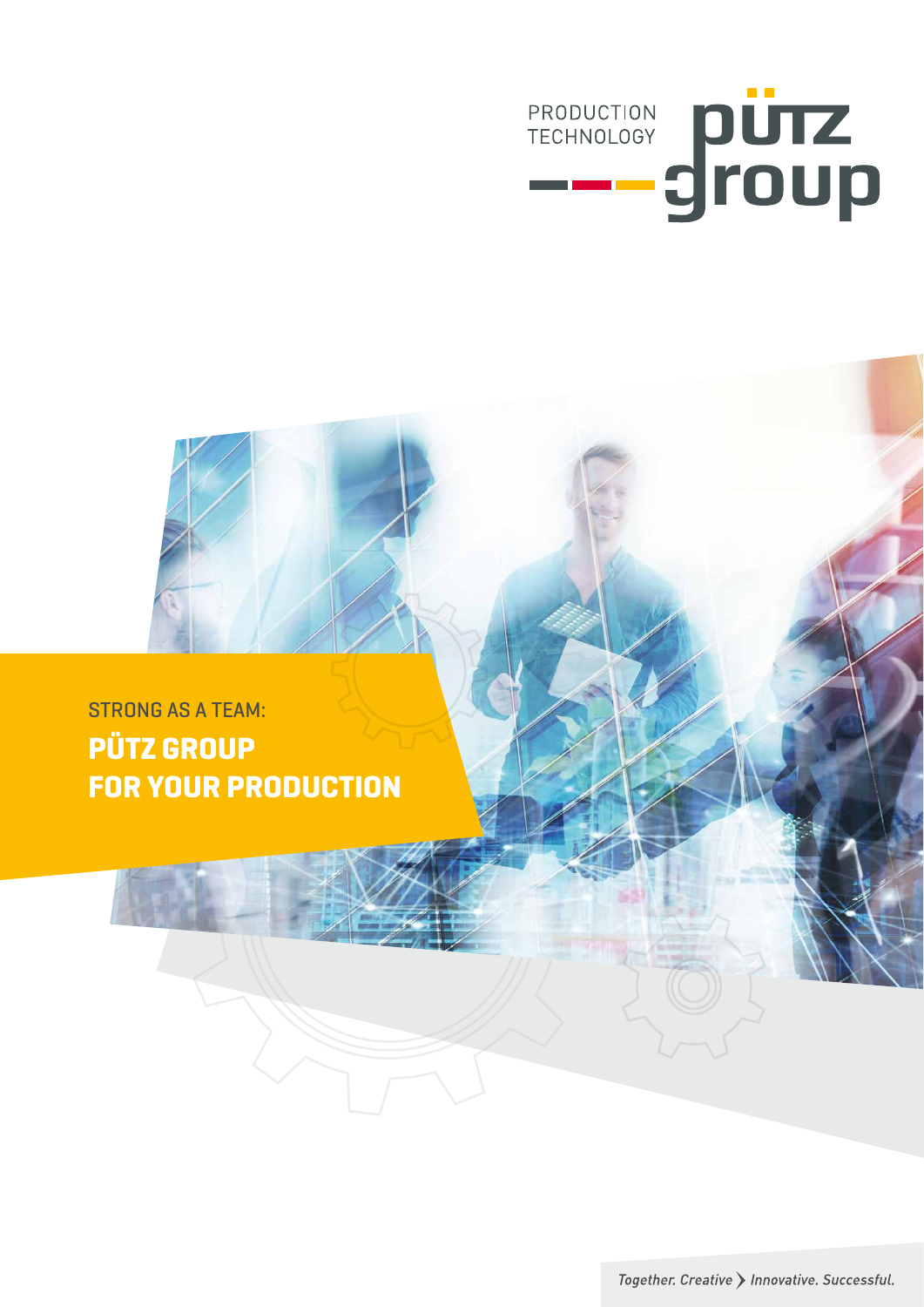PRODUCTION TECHNOLOGY

pütz group

STRONG AS A TEAM:

# PÜTZ GROUP FOR YOUR PRODUCTION

*Together. Creative > Innovative. Successful.*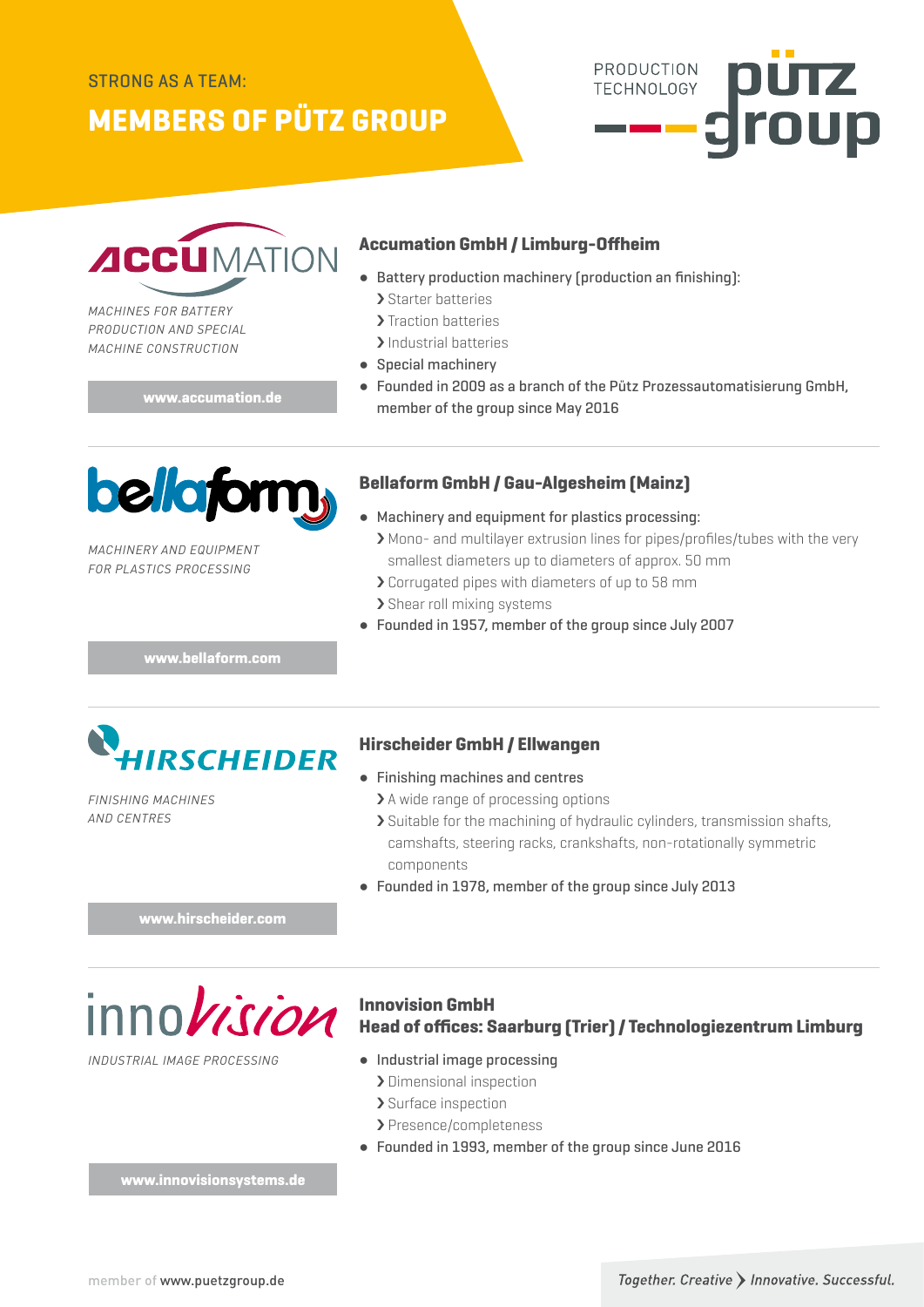STRONG AS A TEAM:

# MEMBERS OF PÜTZ GROUP

PRODUCTION TECHNOLOGY

*MACHINES FOR BATTERY PRODUCTION AND SPECIAL MACHINE CONSTRUCTION*

**www.accumation.de**

## Accumation GmbH / Limburg-Offheim

- Battery production machinery (production an finishing):
  - Starter batteries
  - Traction batteries
  - Industrial batteries
- Special machinery
- Founded in 2009 as a branch of the Pütz Prozessautomatisierung GmbH, member of the group since May 2016

*MACHINERY AND EQUIPMENT FOR PLASTICS PROCESSING*

**www.bellaform.com**

## Bellaform GmbH / Gau-Algesheim (Mainz)

- Machinery and equipment for plastics processing:
  - Mono- and multilayer extrusion lines for pipes/profiles/tubes with the very smallest diameters up to diameters of approx. 50 mm
  - Corrugated pipes with diameters of up to 58 mm
  - Shear roll mixing systems
- Founded in 1957, member of the group since July 2007

*FINISHING MACHINES AND CENTRES*

**www.hirscheider.com**

## Hirscheider GmbH / Ellwangen

- Finishing machines and centres
  - A wide range of processing options
  - Suitable for the machining of hydraulic cylinders, transmission shafts, camshafts, steering racks, crankshafts, non-rotationally symmetric components
- Founded in 1978, member of the group since July 2013

*INDUSTRIAL IMAGE PROCESSING*

**www.innovisionsystems.de**

## Innovision GmbH
## Head of offices: Saarburg (Trier) / Technologiezentrum Limburg

- Industrial image processing
  - Dimensional inspection
  - Surface inspection
  - Presence/completeness
- Founded in 1993, member of the group since June 2016

member of www.puetzgroup.de

*Together. Creative › Innovative. Successful.*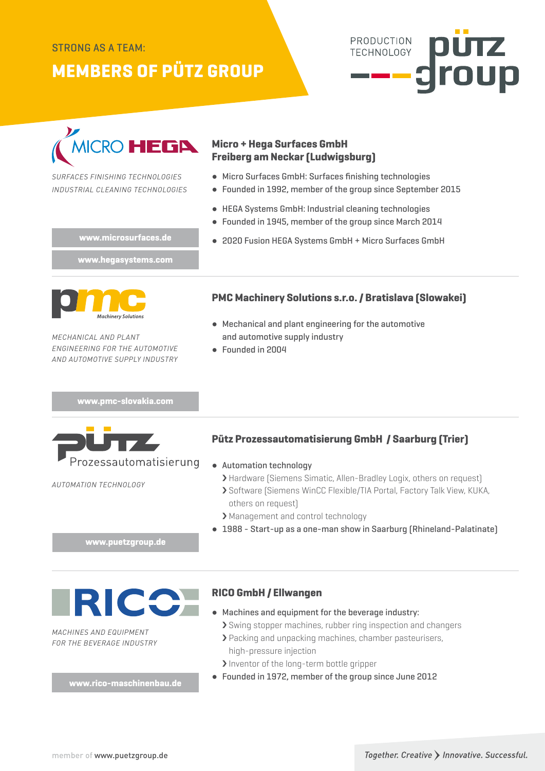STRONG AS A TEAM:

# MEMBERS OF PÜTZ GROUP

PRODUCTION TECHNOLOGY pütz group

---

*SURFACES FINISHING TECHNOLOGIES*
*INDUSTRIAL CLEANING TECHNOLOGIES*

**www.microsurfaces.de**

**www.hegasystems.com**

## Micro + Hega Surfaces GmbH Freiberg am Neckar (Ludwigsburg)

- Micro Surfaces GmbH: Surfaces finishing technologies
- Founded in 1992, member of the group since September 2015

- HEGA Systems GmbH: Industrial cleaning technologies
- Founded in 1945, member of the group since March 2014

- 2020 Fusion HEGA Systems GmbH + Micro Surfaces GmbH

---

*MECHANICAL AND PLANT ENGINEERING FOR THE AUTOMOTIVE AND AUTOMOTIVE SUPPLY INDUSTRY*

**www.pmc-slovakia.com**

## PMC Machinery Solutions s.r.o. / Bratislava (Slowakei)

- Mechanical and plant engineering for the automotive and automotive supply industry
- Founded in 2004

---

*AUTOMATION TECHNOLOGY*

**www.puetzgroup.de**

## Pütz Prozessautomatisierung GmbH / Saarburg (Trier)

- Automation technology
  - Hardware (Siemens Simatic, Allen-Bradley Logix, others on request)
  - Software (Siemens WinCC Flexible/TIA Portal, Factory Talk View, KUKA, others on request)
  - Management and control technology
- 1988 - Start-up as a one-man show in Saarburg (Rhineland-Palatinate)

---

*MACHINES AND EQUIPMENT FOR THE BEVERAGE INDUSTRY*

**www.rico-maschinenbau.de**

## RICO GmbH / Ellwangen

- Machines and equipment for the beverage industry:
  - Swing stopper machines, rubber ring inspection and changers
  - Packing and unpacking machines, chamber pasteurisers, high-pressure injection
  - Inventor of the long-term bottle gripper
- Founded in 1972, member of the group since June 2012

member of www.puetzgroup.de

*Together. Creative > Innovative. Successful.*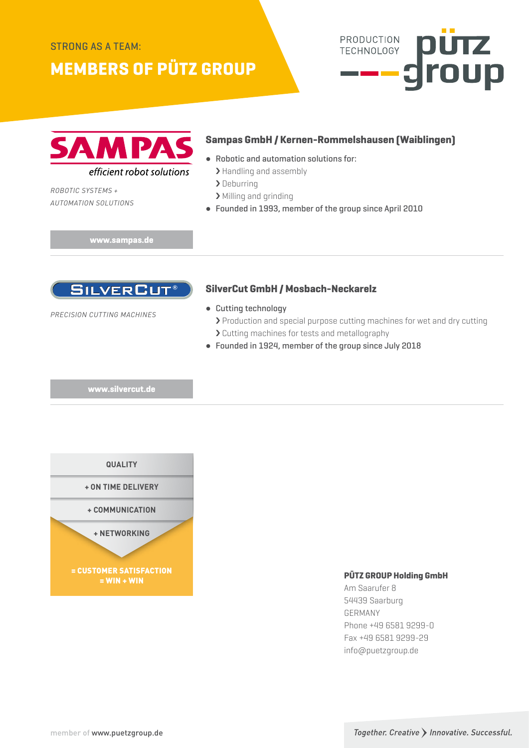STRONG AS A TEAM:

# MEMBERS OF PÜTZ GROUP

PRODUCTION TECHNOLOGY pütz group

SAMPAS
efficient robot solutions

*ROBOTIC SYSTEMS + AUTOMATION SOLUTIONS*

## Sampas GmbH / Kernen-Rommelshausen (Waiblingen)

- Robotic and automation solutions for:
  - Handling and assembly
  - Deburring
  - Milling and grinding
- Founded in 1993, member of the group since April 2010

**www.sampas.de**

---

SILVERCUT®

*PRECISION CUTTING MACHINES*

## SilverCut GmbH / Mosbach-Neckarelz

- Cutting technology
  - Production and special purpose cutting machines for wet and dry cutting
  - Cutting machines for tests and metallography
- Founded in 1924, member of the group since July 2018

**www.silvercut.de**

---

**QUALITY**
**+ ON TIME DELIVERY**
**+ COMMUNICATION**
**+ NETWORKING**
**= CUSTOMER SATISFACTION = WIN + WIN**

**PÜTZ GROUP Holding GmbH**
Am Saarufer 8
54439 Saarburg
GERMANY
Phone +49 6581 9299-0
Fax +49 6581 9299-29
info@puetzgroup.de

member of www.puetzgroup.de

*Together. Creative › Innovative. Successful.*